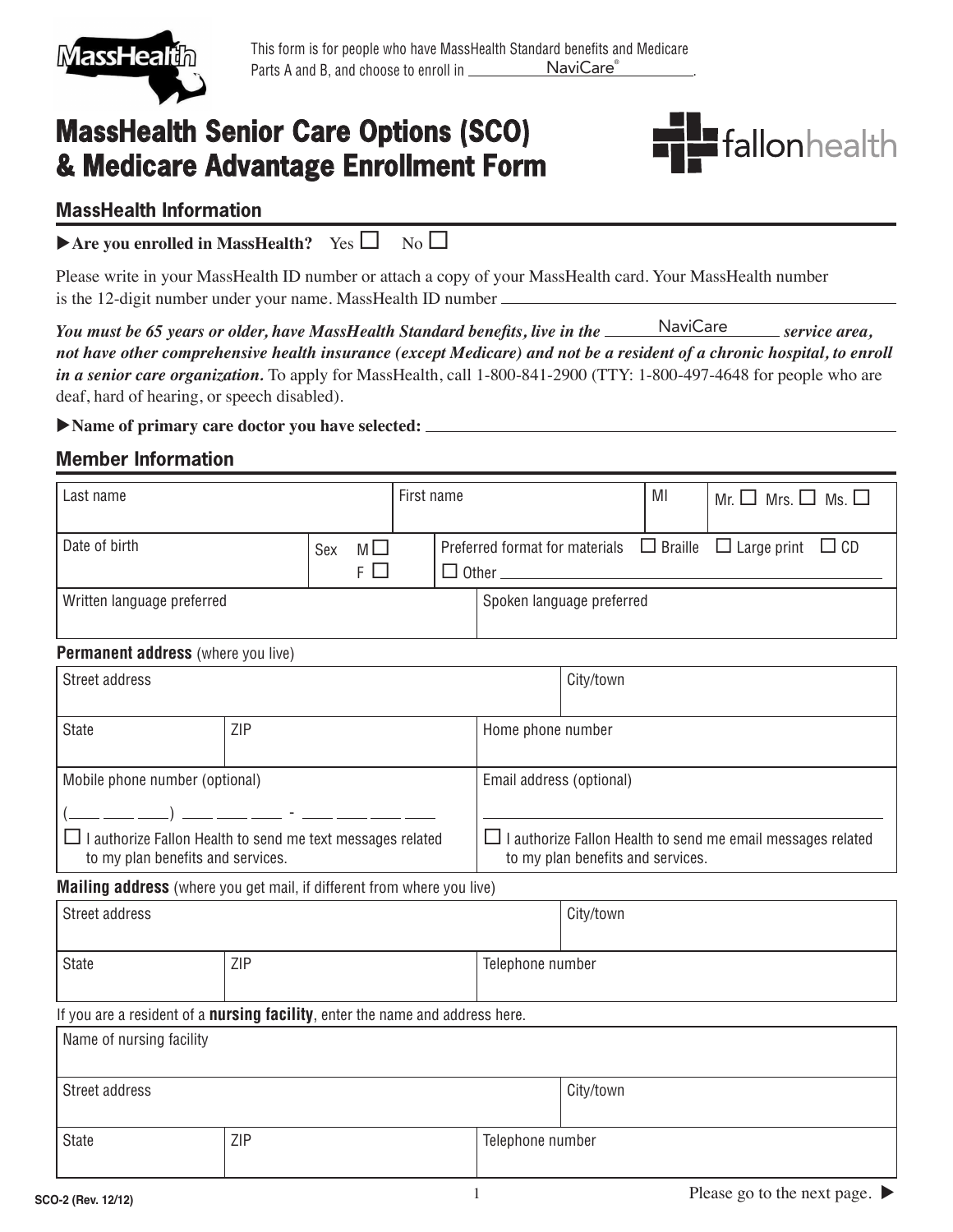MassHealth

This form is for people who have MassHealth Standard benefits and Medicare Parts A and B, and choose to enroll in NaviCare®.

# MassHealth Senior Care Options (SCO) & Medicare Advantage Enrollment Form

fallonhealth

## MassHealth Information

▶**Are you enrolled in MassHealth?** Yes ☐ No ☐

Please write in your MassHealth ID number or attach a copy of your MassHealth card. Your MassHealth number is the 12-digit number under your name. MassHealth ID number ____________________

***You must be 65 years or older, have MassHealth Standard benefits, live in the NaviCare service area, not have other comprehensive health insurance (except Medicare) and not be a resident of a chronic hospital, to enroll in a senior care organization.*** To apply for MassHealth, call 1-800-841-2900 (TTY: 1-800-497-4648 for people who are deaf, hard of hearing, or speech disabled).

▶**Name of primary care doctor you have selected:** ____________________

## Member Information

| Last name | First name | MI | Mr. ☐ Mrs. ☐ Ms. ☐ |
|---|---|---|---|

| Date of birth | Sex M ☐ F ☐ | Preferred format for materials ☐ Braille ☐ Large print ☐ CD ☐ Other ______ |
|---|---|---|

| Written language preferred | Spoken language preferred |
|---|---|

**Permanent address** (where you live)

| Street address | | City/town |
|---|---|---|
| State | ZIP | Home phone number |
| Mobile phone number (optional) (___ ___ ___) ___ ___ ___ - ___ ___ ___ ___ ☐ I authorize Fallon Health to send me text messages related to my plan benefits and services. | | Email address (optional) ______ ☐ I authorize Fallon Health to send me email messages related to my plan benefits and services. |

**Mailing address** (where you get mail, if different from where you live)

| Street address | | City/town |
|---|---|---|
| State | ZIP | Telephone number |

If you are a resident of a **nursing facility**, enter the name and address here.

| Name of nursing facility | | |
|---|---|---|
| Street address | | City/town |
| State | ZIP | Telephone number |

SCO-2 (Rev. 12/12)

Please go to the next page. ▶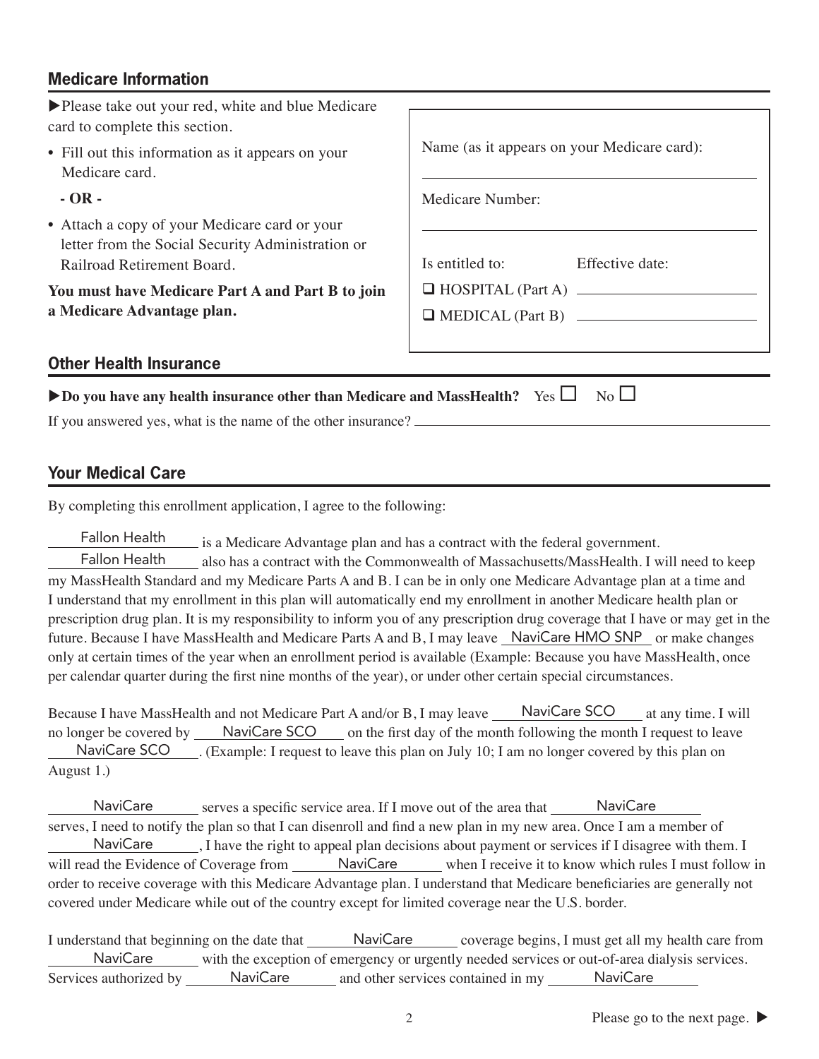## Medicare Information

▶Please take out your red, white and blue Medicare card to complete this section.

- Fill out this information as it appears on your Medicare card.

  **- OR -**

- Attach a copy of your Medicare card or your letter from the Social Security Administration or Railroad Retirement Board.

**You must have Medicare Part A and Part B to join a Medicare Advantage plan.**

Name (as it appears on your Medicare card): ______________________

Medicare Number: ______________________

| Is entitled to: | Effective date: |
|---|---|
| ❑ HOSPITAL (Part A) | ______________ |
| ❑ MEDICAL (Part B) | ______________ |

## Other Health Insurance

▶**Do you have any health insurance other than Medicare and MassHealth?** Yes ☐ No ☐

If you answered yes, what is the name of the other insurance? ______________________

## Your Medical Care

By completing this enrollment application, I agree to the following:

Fallon Health is a Medicare Advantage plan and has a contract with the federal government. Fallon Health also has a contract with the Commonwealth of Massachusetts/MassHealth. I will need to keep my MassHealth Standard and my Medicare Parts A and B. I can be in only one Medicare Advantage plan at a time and I understand that my enrollment in this plan will automatically end my enrollment in another Medicare health plan or prescription drug plan. It is my responsibility to inform you of any prescription drug coverage that I have or may get in the future. Because I have MassHealth and Medicare Parts A and B, I may leave NaviCare HMO SNP or make changes only at certain times of the year when an enrollment period is available (Example: Because you have MassHealth, once per calendar quarter during the first nine months of the year), or under other certain special circumstances.

Because I have MassHealth and not Medicare Part A and/or B, I may leave NaviCare SCO at any time. I will no longer be covered by NaviCare SCO on the first day of the month following the month I request to leave NaviCare SCO. (Example: I request to leave this plan on July 10; I am no longer covered by this plan on August 1.)

NaviCare serves a specific service area. If I move out of the area that NaviCare serves, I need to notify the plan so that I can disenroll and find a new plan in my new area. Once I am a member of NaviCare, I have the right to appeal plan decisions about payment or services if I disagree with them. I will read the Evidence of Coverage from NaviCare when I receive it to know which rules I must follow in order to receive coverage with this Medicare Advantage plan. I understand that Medicare beneficiaries are generally not covered under Medicare while out of the country except for limited coverage near the U.S. border.

I understand that beginning on the date that NaviCare coverage begins, I must get all my health care from NaviCare with the exception of emergency or urgently needed services or out-of-area dialysis services. Services authorized by NaviCare and other services contained in my NaviCare

Please go to the next page. ▶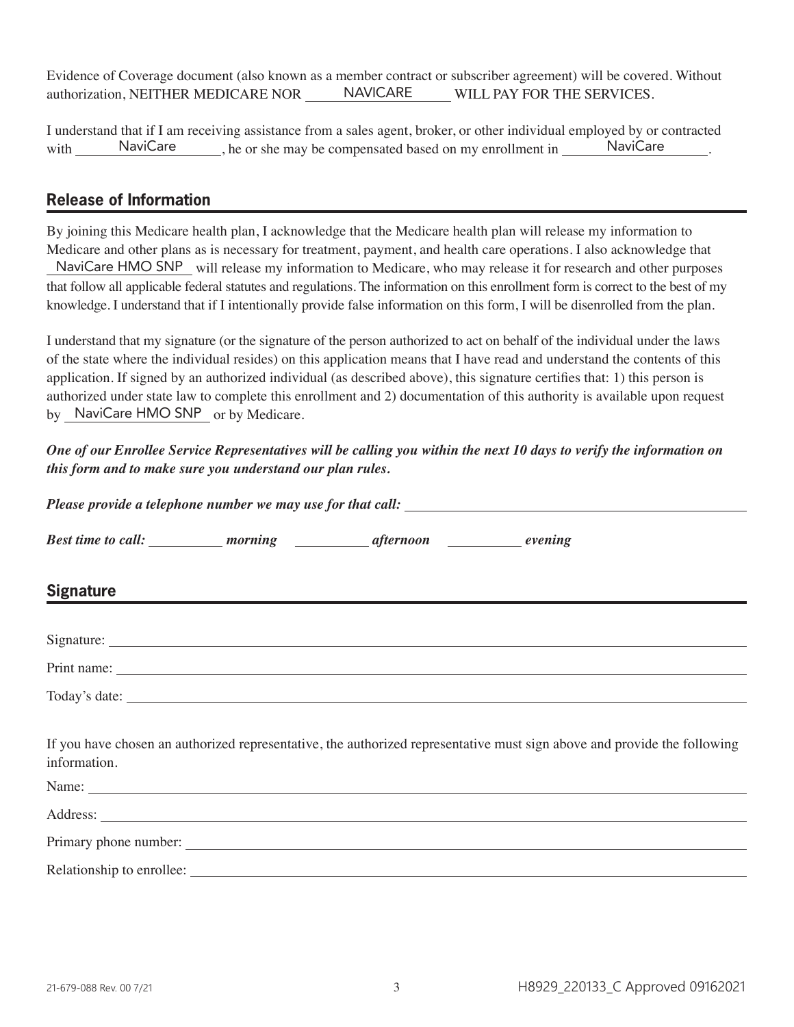Evidence of Coverage document (also known as a member contract or subscriber agreement) will be covered. Without authorization, NEITHER MEDICARE NOR NAVICARE WILL PAY FOR THE SERVICES.

I understand that if I am receiving assistance from a sales agent, broker, or other individual employed by or contracted with NaviCare, he or she may be compensated based on my enrollment in NaviCare.

## Release of Information

By joining this Medicare health plan, I acknowledge that the Medicare health plan will release my information to Medicare and other plans as is necessary for treatment, payment, and health care operations. I also acknowledge that NaviCare HMO SNP will release my information to Medicare, who may release it for research and other purposes that follow all applicable federal statutes and regulations. The information on this enrollment form is correct to the best of my knowledge. I understand that if I intentionally provide false information on this form, I will be disenrolled from the plan.

I understand that my signature (or the signature of the person authorized to act on behalf of the individual under the laws of the state where the individual resides) on this application means that I have read and understand the contents of this application. If signed by an authorized individual (as described above), this signature certifies that: 1) this person is authorized under state law to complete this enrollment and 2) documentation of this authority is available upon request by NaviCare HMO SNP or by Medicare.

***One of our Enrollee Service Representatives will be calling you within the next 10 days to verify the information on this form and to make sure you understand our plan rules.***

***Please provide a telephone number we may use for that call:*** ______________________

***Best time to call:*** ______ ***morning*** ______ ***afternoon*** ______ ***evening***

## Signature

Signature: ______________________

Print name: ______________________

Today's date: ______________________

If you have chosen an authorized representative, the authorized representative must sign above and provide the following information.

Name: ______________________

Address: ______________________

Primary phone number: ______________________

Relationship to enrollee: ______________________

21-679-088 Rev. 00 7/21

H8929_220133_C Approved 09162021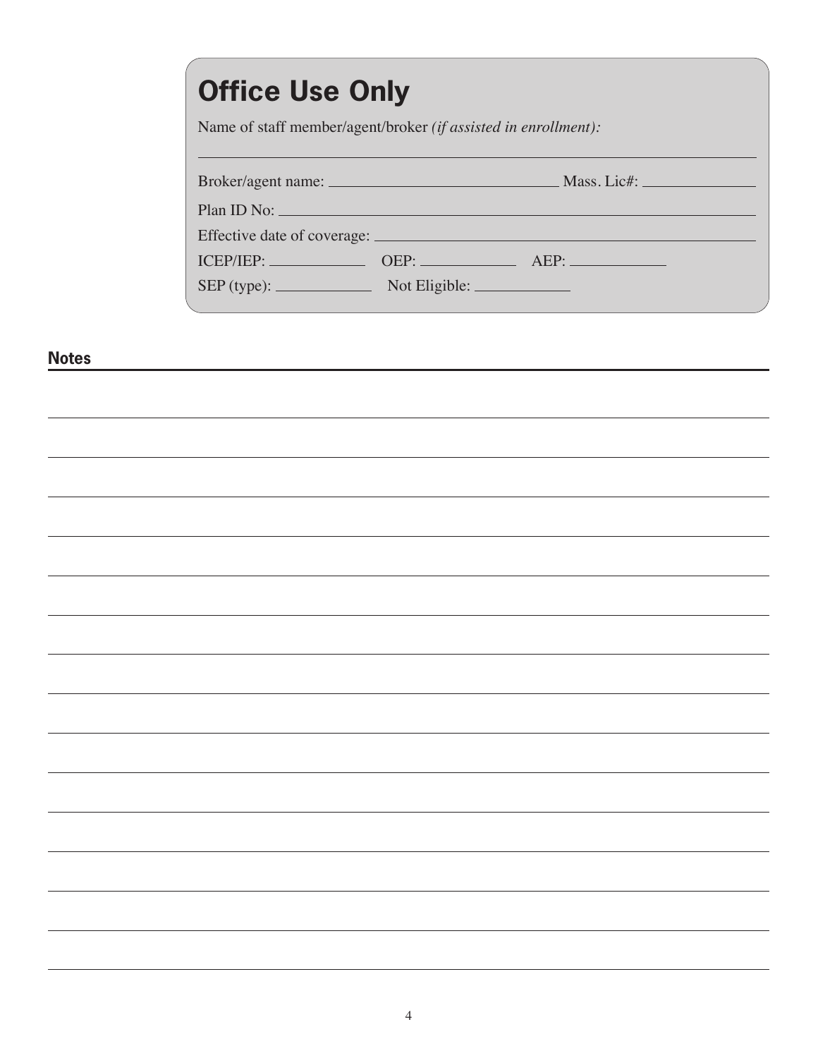## Office Use Only

Name of staff member/agent/broker *(if assisted in enrollment):*

______________________________________________

Broker/agent name: ______________________ Mass. Lic#: ____________

Plan ID No: ______________________________________

Effective date of coverage: ___________________________

ICEP/IEP: __________ OEP: __________ AEP: __________

SEP (type): __________ Not Eligible: __________

## Notes